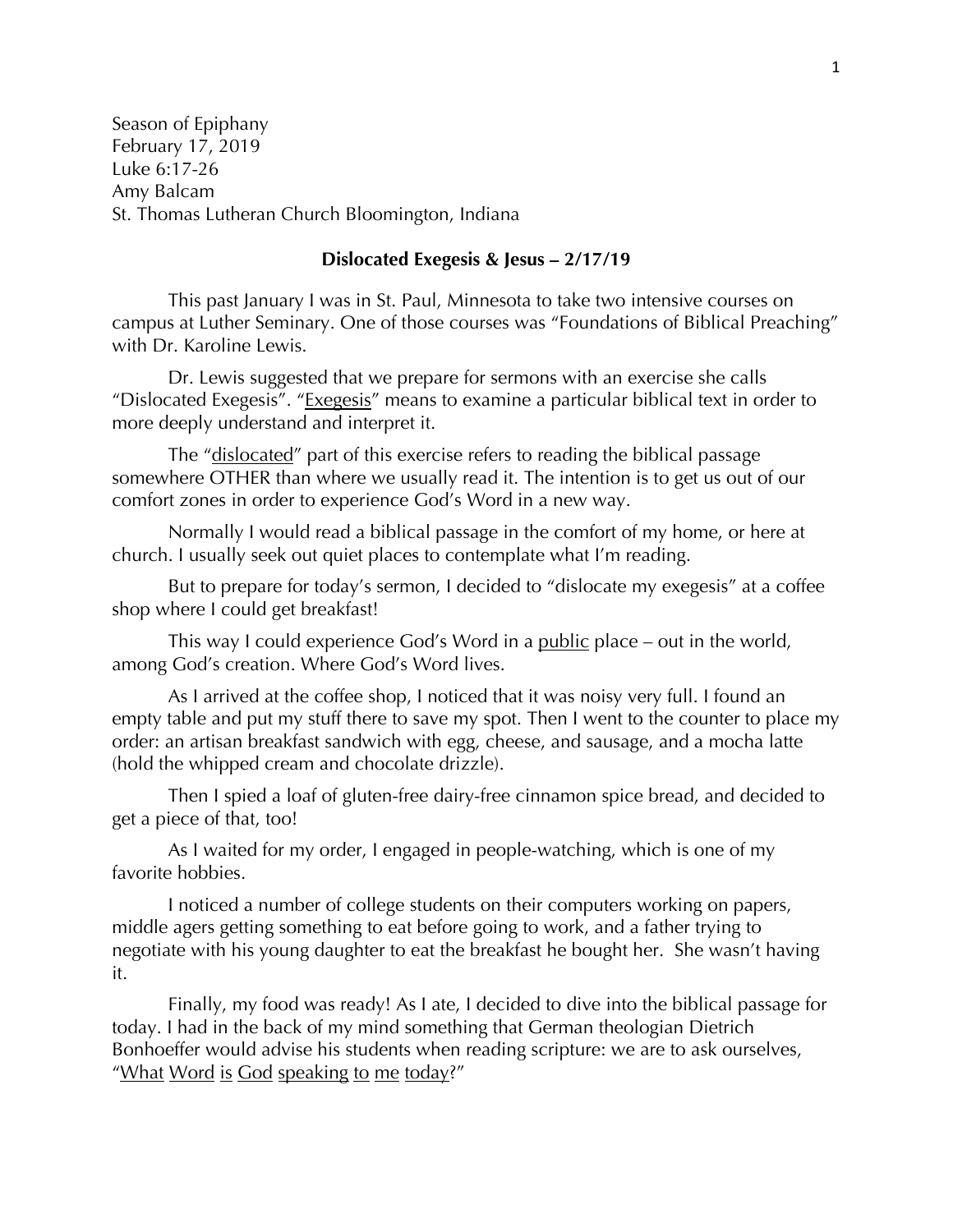Season of Epiphany
February 17, 2019
Luke 6:17-26
Amy Balcam
St. Thomas Lutheran Church Bloomington, Indiana

**Dislocated Exegesis & Jesus – 2/17/19**

This past January I was in St. Paul, Minnesota to take two intensive courses on campus at Luther Seminary. One of those courses was "Foundations of Biblical Preaching" with Dr. Karoline Lewis.

Dr. Lewis suggested that we prepare for sermons with an exercise she calls "Dislocated Exegesis". "<u>Exegesis</u>" means to examine a particular biblical text in order to more deeply understand and interpret it.

The "<u>dislocated</u>" part of this exercise refers to reading the biblical passage somewhere OTHER than where we usually read it. The intention is to get us out of our comfort zones in order to experience God's Word in a new way.

Normally I would read a biblical passage in the comfort of my home, or here at church. I usually seek out quiet places to contemplate what I'm reading.

But to prepare for today's sermon, I decided to "dislocate my exegesis" at a coffee shop where I could get breakfast!

This way I could experience God's Word in a <u>public</u> place – out in the world, among God's creation. Where God's Word lives.

As I arrived at the coffee shop, I noticed that it was noisy very full. I found an empty table and put my stuff there to save my spot. Then I went to the counter to place my order: an artisan breakfast sandwich with egg, cheese, and sausage, and a mocha latte (hold the whipped cream and chocolate drizzle).

Then I spied a loaf of gluten-free dairy-free cinnamon spice bread, and decided to get a piece of that, too!

As I waited for my order, I engaged in people-watching, which is one of my favorite hobbies.

I noticed a number of college students on their computers working on papers, middle agers getting something to eat before going to work, and a father trying to negotiate with his young daughter to eat the breakfast he bought her. She wasn't having it.

Finally, my food was ready! As I ate, I decided to dive into the biblical passage for today. I had in the back of my mind something that German theologian Dietrich Bonhoeffer would advise his students when reading scripture: we are to ask ourselves, "<u>What</u> <u>Word</u> <u>is</u> <u>God</u> <u>speaking</u> <u>to</u> <u>me</u> <u>today</u>?"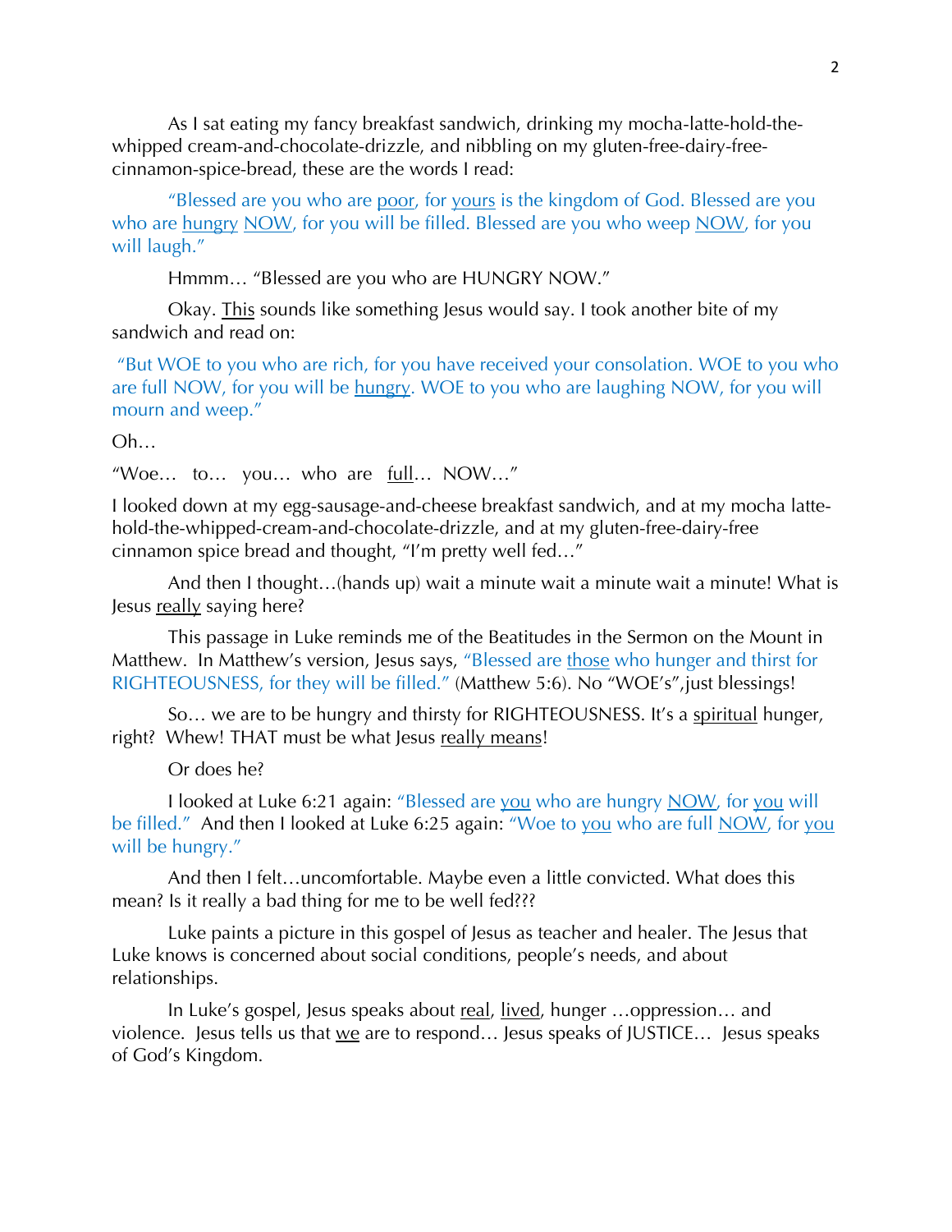As I sat eating my fancy breakfast sandwich, drinking my mocha-latte-hold-the-whipped cream-and-chocolate-drizzle, and nibbling on my gluten-free-dairy-free-cinnamon-spice-bread, these are the words I read:

"Blessed are you who are poor, for yours is the kingdom of God. Blessed are you who are hungry NOW, for you will be filled. Blessed are you who weep NOW, for you will laugh."

Hmmm… "Blessed are you who are HUNGRY NOW."

Okay. This sounds like something Jesus would say. I took another bite of my sandwich and read on:

"But WOE to you who are rich, for you have received your consolation. WOE to you who are full NOW, for you will be hungry. WOE to you who are laughing NOW, for you will mourn and weep."

Oh…

"Woe… to… you… who are full… NOW…"

I looked down at my egg-sausage-and-cheese breakfast sandwich, and at my mocha latte-hold-the-whipped-cream-and-chocolate-drizzle, and at my gluten-free-dairy-free cinnamon spice bread and thought, "I'm pretty well fed…"

And then I thought…(hands up) wait a minute wait a minute wait a minute! What is Jesus really saying here?

This passage in Luke reminds me of the Beatitudes in the Sermon on the Mount in Matthew. In Matthew's version, Jesus says, "Blessed are those who hunger and thirst for RIGHTEOUSNESS, for they will be filled." (Matthew 5:6). No "WOE's",just blessings!

So… we are to be hungry and thirsty for RIGHTEOUSNESS. It's a spiritual hunger, right? Whew! THAT must be what Jesus really means!

Or does he?

I looked at Luke 6:21 again: "Blessed are you who are hungry NOW, for you will be filled." And then I looked at Luke 6:25 again: "Woe to you who are full NOW, for you will be hungry."

And then I felt…uncomfortable. Maybe even a little convicted. What does this mean? Is it really a bad thing for me to be well fed???

Luke paints a picture in this gospel of Jesus as teacher and healer. The Jesus that Luke knows is concerned about social conditions, people's needs, and about relationships.

In Luke's gospel, Jesus speaks about real, lived, hunger …oppression… and violence. Jesus tells us that we are to respond… Jesus speaks of JUSTICE… Jesus speaks of God's Kingdom.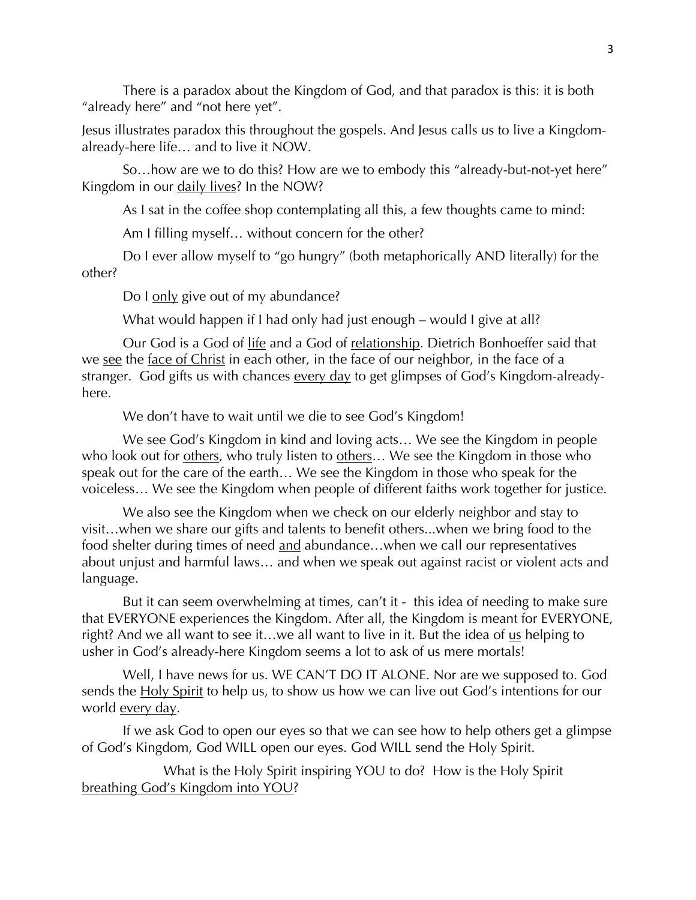There is a paradox about the Kingdom of God, and that paradox is this: it is both "already here" and "not here yet".

Jesus illustrates paradox this throughout the gospels. And Jesus calls us to live a Kingdom-already-here life… and to live it NOW.

So…how are we to do this? How are we to embody this "already-but-not-yet here" Kingdom in our daily lives? In the NOW?

As I sat in the coffee shop contemplating all this, a few thoughts came to mind:

Am I filling myself… without concern for the other?

Do I ever allow myself to "go hungry" (both metaphorically AND literally) for the other?

Do I only give out of my abundance?

What would happen if I had only had just enough – would I give at all?

Our God is a God of life and a God of relationship. Dietrich Bonhoeffer said that we see the face of Christ in each other, in the face of our neighbor, in the face of a stranger. God gifts us with chances every day to get glimpses of God's Kingdom-already-here.

We don't have to wait until we die to see God's Kingdom!

We see God's Kingdom in kind and loving acts… We see the Kingdom in people who look out for others, who truly listen to others… We see the Kingdom in those who speak out for the care of the earth… We see the Kingdom in those who speak for the voiceless… We see the Kingdom when people of different faiths work together for justice.

We also see the Kingdom when we check on our elderly neighbor and stay to visit…when we share our gifts and talents to benefit others...when we bring food to the food shelter during times of need and abundance…when we call our representatives about unjust and harmful laws… and when we speak out against racist or violent acts and language.

But it can seem overwhelming at times, can't it - this idea of needing to make sure that EVERYONE experiences the Kingdom. After all, the Kingdom is meant for EVERYONE, right? And we all want to see it…we all want to live in it. But the idea of us helping to usher in God's already-here Kingdom seems a lot to ask of us mere mortals!

Well, I have news for us. WE CAN'T DO IT ALONE. Nor are we supposed to. God sends the Holy Spirit to help us, to show us how we can live out God's intentions for our world every day.

If we ask God to open our eyes so that we can see how to help others get a glimpse of God's Kingdom, God WILL open our eyes. God WILL send the Holy Spirit.

What is the Holy Spirit inspiring YOU to do? How is the Holy Spirit breathing God's Kingdom into YOU?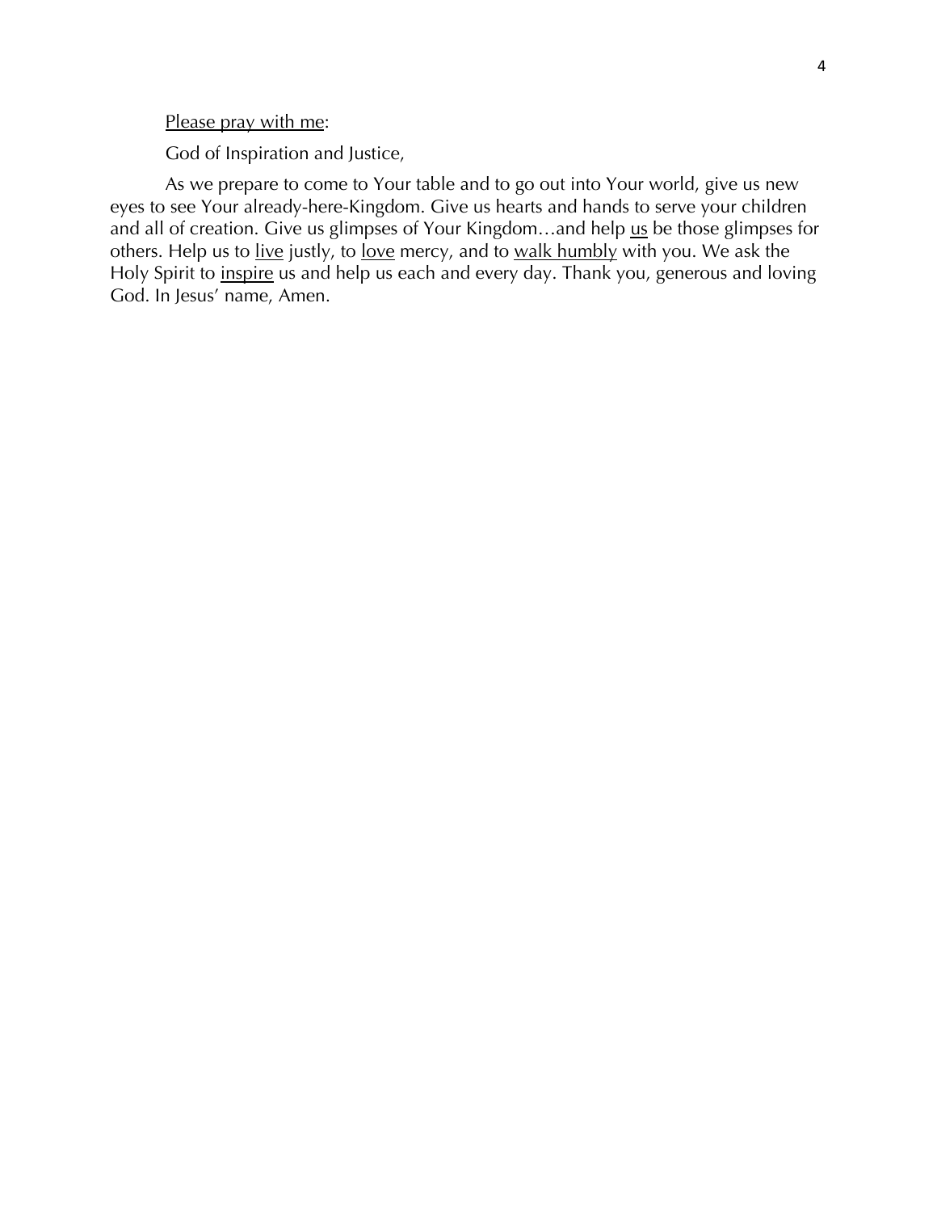<u>Please pray with me</u>:

God of Inspiration and Justice,

As we prepare to come to Your table and to go out into Your world, give us new eyes to see Your already-here-Kingdom. Give us hearts and hands to serve your children and all of creation. Give us glimpses of Your Kingdom…and help <u>us</u> be those glimpses for others. Help us to <u>live</u> justly, to <u>love</u> mercy, and to <u>walk humbly</u> with you. We ask the Holy Spirit to <u>inspire</u> us and help us each and every day. Thank you, generous and loving God. In Jesus' name, Amen.